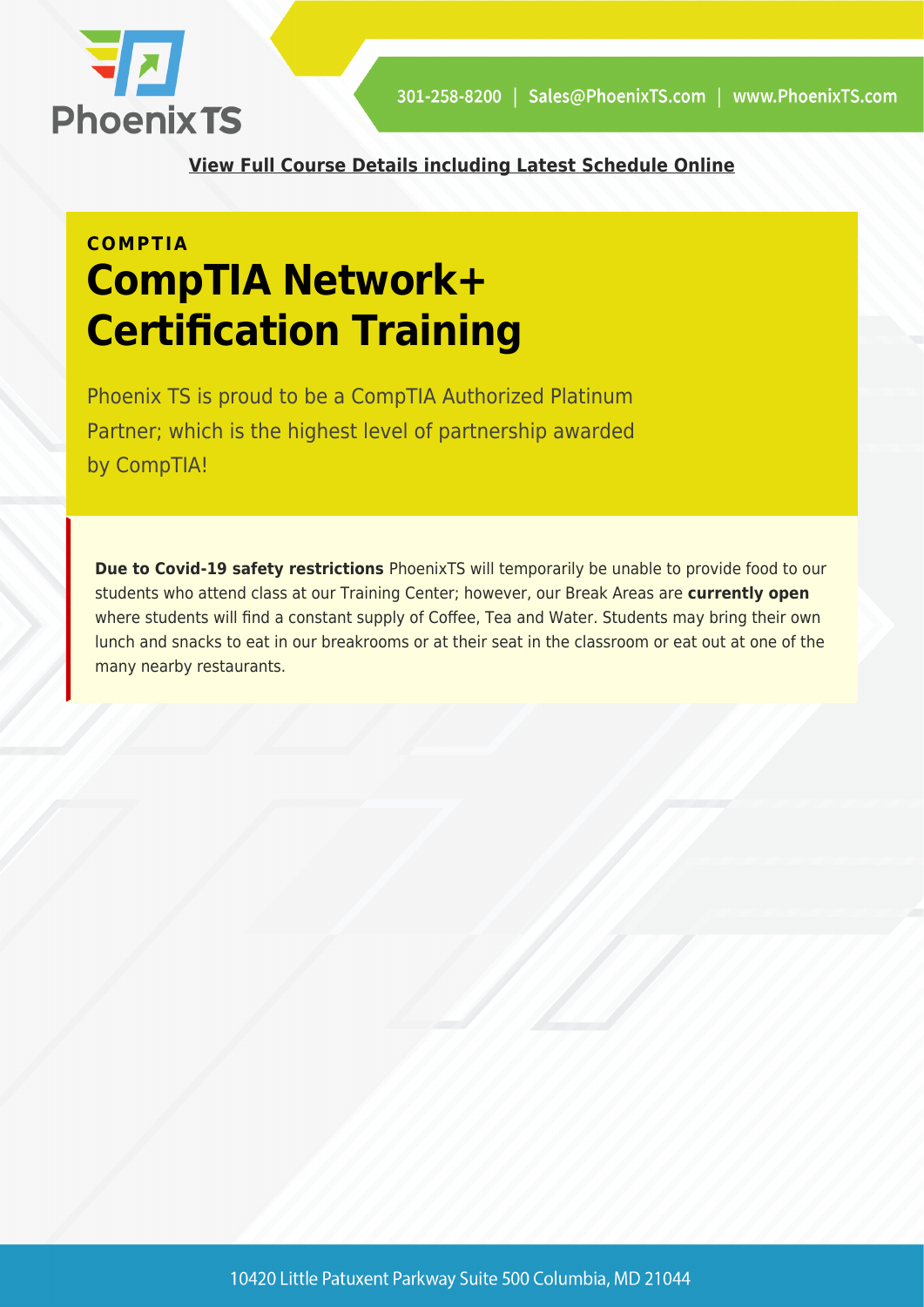301-258-8200 | Sales@PhoenixTS.com | www.PhoenixTS.com

**View Full Course Details including Latest Schedule Online**

**COMPTIA**

# CompTIA Network+ Certification Training

Phoenix TS is proud to be a CompTIA Authorized Platinum Partner; which is the highest level of partnership awarded by CompTIA!

**Due to Covid-19 safety restrictions** PhoenixTS will temporarily be unable to provide food to our students who attend class at our Training Center; however, our Break Areas are **currently open** where students will find a constant supply of Coffee, Tea and Water. Students may bring their own lunch and snacks to eat in our breakrooms or at their seat in the classroom or eat out at one of the many nearby restaurants.

10420 Little Patuxent Parkway Suite 500 Columbia, MD 21044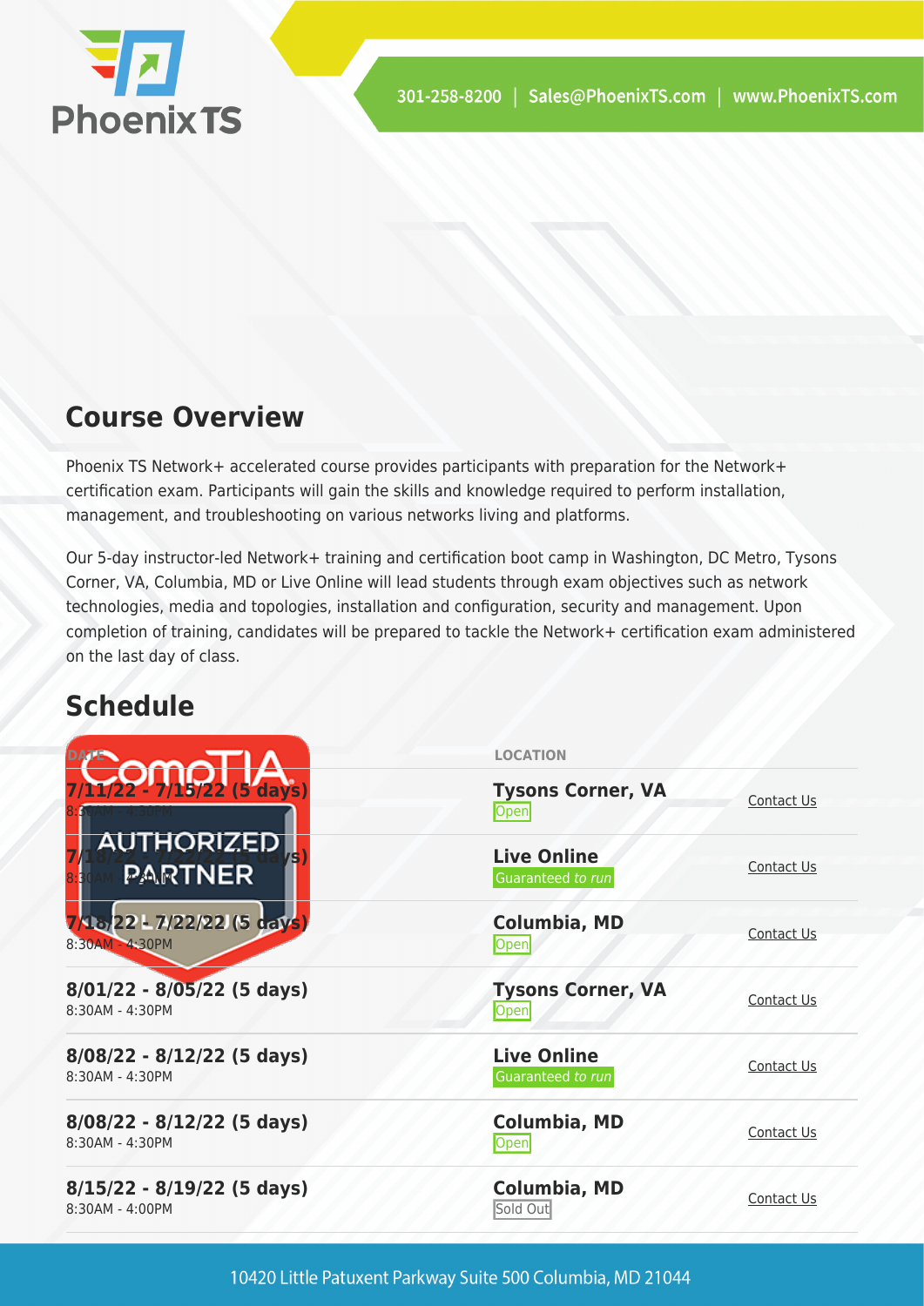## Course Overview

Phoenix TS Network+ accelerated course provides participants with preparation for the Network+ certification exam. Participants will gain the skills and knowledge required to perform installation, management, and troubleshooting on various networks living and platforms.

Our 5-day instructor-led Network+ training and certification boot camp in Washington, DC Metro, Tysons Corner, VA, Columbia, MD or Live Online will lead students through exam objectives such as network technologies, media and topologies, installation and configuration, security and management. Upon completion of training, candidates will be prepared to tackle the Network+ certification exam administered on the last day of class.

## Schedule

| DATE | LOCATION | |
|---|---|---|
| **7/11/22 - 7/15/22 (5 days)** 8:30AM - 4:30PM | **Tysons Corner, VA** Open | Contact Us |
| **7/18/22 - 7/22/22 (5 days)** 8:30AM - 4:30PM | **Live Online** Guaranteed *to run* | Contact Us |
| **7/18/22 - 7/22/22 (5 days)** 8:30AM - 4:30PM | **Columbia, MD** Open | Contact Us |
| **8/01/22 - 8/05/22 (5 days)** 8:30AM - 4:30PM | **Tysons Corner, VA** Open | Contact Us |
| **8/08/22 - 8/12/22 (5 days)** 8:30AM - 4:30PM | **Live Online** Guaranteed *to run* | Contact Us |
| **8/08/22 - 8/12/22 (5 days)** 8:30AM - 4:30PM | **Columbia, MD** Open | Contact Us |
| **8/15/22 - 8/19/22 (5 days)** 8:30AM - 4:00PM | **Columbia, MD** Sold Out | Contact Us |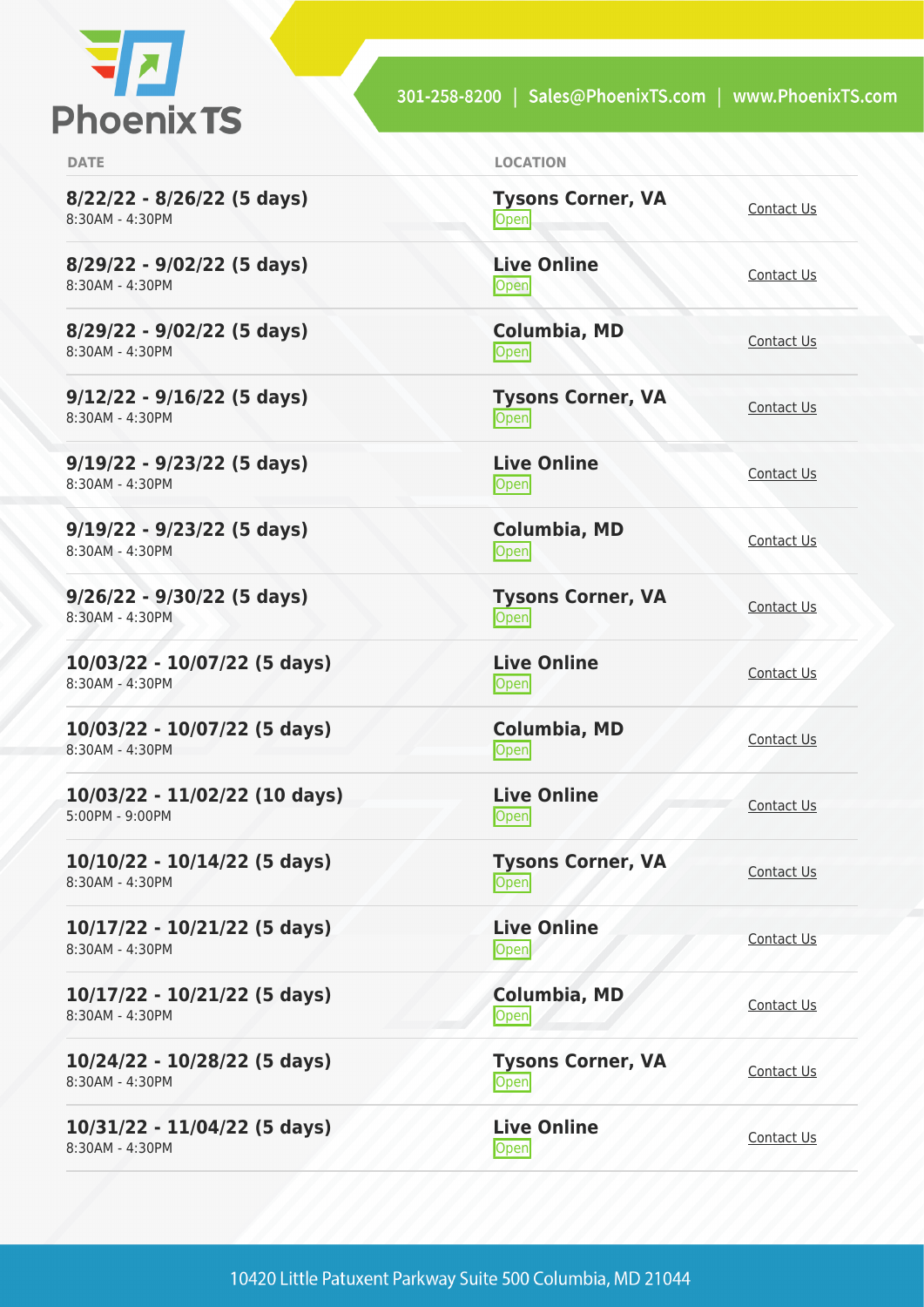| DATE | LOCATION | |
|---|---|---|
| **8/22/22 - 8/26/22 (5 days)**<br>8:30AM - 4:30PM | **Tysons Corner, VA**<br>Open | Contact Us |
| **8/29/22 - 9/02/22 (5 days)**<br>8:30AM - 4:30PM | **Live Online**<br>Open | Contact Us |
| **8/29/22 - 9/02/22 (5 days)**<br>8:30AM - 4:30PM | **Columbia, MD**<br>Open | Contact Us |
| **9/12/22 - 9/16/22 (5 days)**<br>8:30AM - 4:30PM | **Tysons Corner, VA**<br>Open | Contact Us |
| **9/19/22 - 9/23/22 (5 days)**<br>8:30AM - 4:30PM | **Live Online**<br>Open | Contact Us |
| **9/19/22 - 9/23/22 (5 days)**<br>8:30AM - 4:30PM | **Columbia, MD**<br>Open | Contact Us |
| **9/26/22 - 9/30/22 (5 days)**<br>8:30AM - 4:30PM | **Tysons Corner, VA**<br>Open | Contact Us |
| **10/03/22 - 10/07/22 (5 days)**<br>8:30AM - 4:30PM | **Live Online**<br>Open | Contact Us |
| **10/03/22 - 10/07/22 (5 days)**<br>8:30AM - 4:30PM | **Columbia, MD**<br>Open | Contact Us |
| **10/03/22 - 11/02/22 (10 days)**<br>5:00PM - 9:00PM | **Live Online**<br>Open | Contact Us |
| **10/10/22 - 10/14/22 (5 days)**<br>8:30AM - 4:30PM | **Tysons Corner, VA**<br>Open | Contact Us |
| **10/17/22 - 10/21/22 (5 days)**<br>8:30AM - 4:30PM | **Live Online**<br>Open | Contact Us |
| **10/17/22 - 10/21/22 (5 days)**<br>8:30AM - 4:30PM | **Columbia, MD**<br>Open | Contact Us |
| **10/24/22 - 10/28/22 (5 days)**<br>8:30AM - 4:30PM | **Tysons Corner, VA**<br>Open | Contact Us |
| **10/31/22 - 11/04/22 (5 days)**<br>8:30AM - 4:30PM | **Live Online**<br>Open | Contact Us |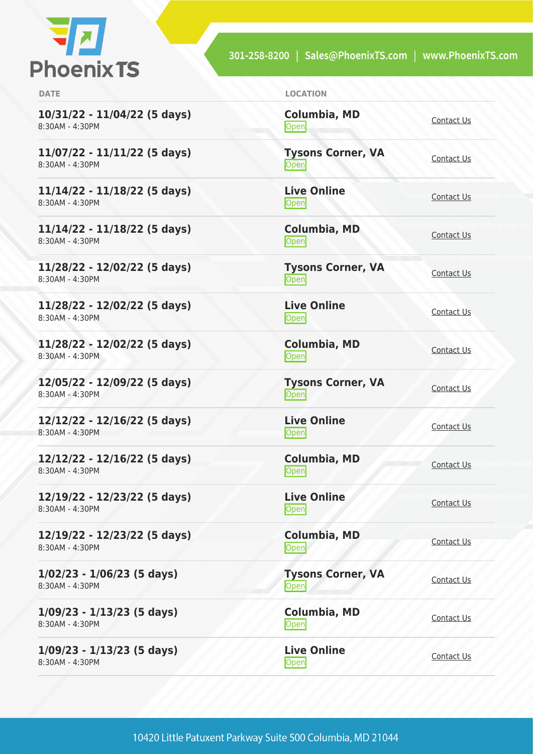| DATE | LOCATION | |
|---|---|---|
| **10/31/22 - 11/04/22 (5 days)**<br>8:30AM - 4:30PM | **Columbia, MD**<br>Open | Contact Us |
| **11/07/22 - 11/11/22 (5 days)**<br>8:30AM - 4:30PM | **Tysons Corner, VA**<br>Open | Contact Us |
| **11/14/22 - 11/18/22 (5 days)**<br>8:30AM - 4:30PM | **Live Online**<br>Open | Contact Us |
| **11/14/22 - 11/18/22 (5 days)**<br>8:30AM - 4:30PM | **Columbia, MD**<br>Open | Contact Us |
| **11/28/22 - 12/02/22 (5 days)**<br>8:30AM - 4:30PM | **Tysons Corner, VA**<br>Open | Contact Us |
| **11/28/22 - 12/02/22 (5 days)**<br>8:30AM - 4:30PM | **Live Online**<br>Open | Contact Us |
| **11/28/22 - 12/02/22 (5 days)**<br>8:30AM - 4:30PM | **Columbia, MD**<br>Open | Contact Us |
| **12/05/22 - 12/09/22 (5 days)**<br>8:30AM - 4:30PM | **Tysons Corner, VA**<br>Open | Contact Us |
| **12/12/22 - 12/16/22 (5 days)**<br>8:30AM - 4:30PM | **Live Online**<br>Open | Contact Us |
| **12/12/22 - 12/16/22 (5 days)**<br>8:30AM - 4:30PM | **Columbia, MD**<br>Open | Contact Us |
| **12/19/22 - 12/23/22 (5 days)**<br>8:30AM - 4:30PM | **Live Online**<br>Open | Contact Us |
| **12/19/22 - 12/23/22 (5 days)**<br>8:30AM - 4:30PM | **Columbia, MD**<br>Open | Contact Us |
| **1/02/23 - 1/06/23 (5 days)**<br>8:30AM - 4:30PM | **Tysons Corner, VA**<br>Open | Contact Us |
| **1/09/23 - 1/13/23 (5 days)**<br>8:30AM - 4:30PM | **Columbia, MD**<br>Open | Contact Us |
| **1/09/23 - 1/13/23 (5 days)**<br>8:30AM - 4:30PM | **Live Online**<br>Open | Contact Us |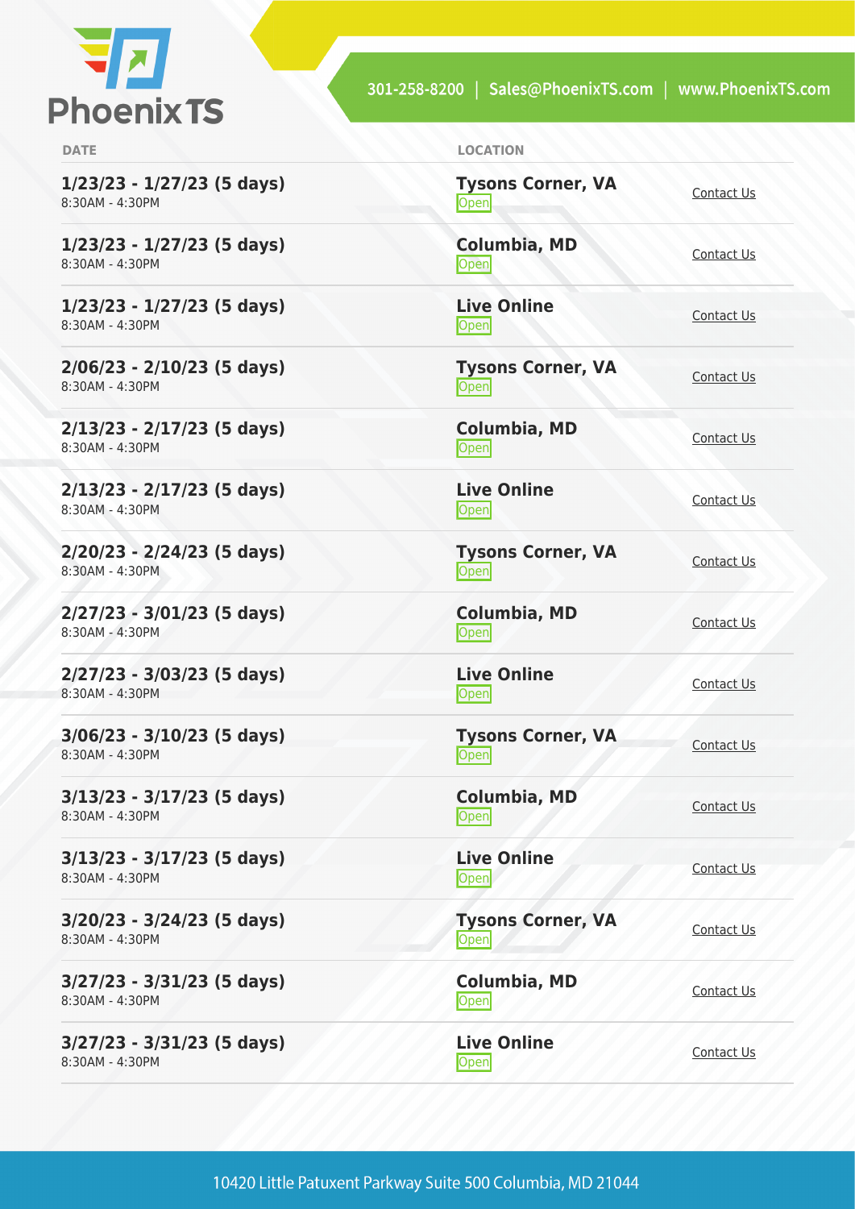| DATE | LOCATION | |
|---|---|---|
| **1/23/23 - 1/27/23 (5 days)**<br>8:30AM - 4:30PM | **Tysons Corner, VA**<br>Open | Contact Us |
| **1/23/23 - 1/27/23 (5 days)**<br>8:30AM - 4:30PM | **Columbia, MD**<br>Open | Contact Us |
| **1/23/23 - 1/27/23 (5 days)**<br>8:30AM - 4:30PM | **Live Online**<br>Open | Contact Us |
| **2/06/23 - 2/10/23 (5 days)**<br>8:30AM - 4:30PM | **Tysons Corner, VA**<br>Open | Contact Us |
| **2/13/23 - 2/17/23 (5 days)**<br>8:30AM - 4:30PM | **Columbia, MD**<br>Open | Contact Us |
| **2/13/23 - 2/17/23 (5 days)**<br>8:30AM - 4:30PM | **Live Online**<br>Open | Contact Us |
| **2/20/23 - 2/24/23 (5 days)**<br>8:30AM - 4:30PM | **Tysons Corner, VA**<br>Open | Contact Us |
| **2/27/23 - 3/01/23 (5 days)**<br>8:30AM - 4:30PM | **Columbia, MD**<br>Open | Contact Us |
| **2/27/23 - 3/03/23 (5 days)**<br>8:30AM - 4:30PM | **Live Online**<br>Open | Contact Us |
| **3/06/23 - 3/10/23 (5 days)**<br>8:30AM - 4:30PM | **Tysons Corner, VA**<br>Open | Contact Us |
| **3/13/23 - 3/17/23 (5 days)**<br>8:30AM - 4:30PM | **Columbia, MD**<br>Open | Contact Us |
| **3/13/23 - 3/17/23 (5 days)**<br>8:30AM - 4:30PM | **Live Online**<br>Open | Contact Us |
| **3/20/23 - 3/24/23 (5 days)**<br>8:30AM - 4:30PM | **Tysons Corner, VA**<br>Open | Contact Us |
| **3/27/23 - 3/31/23 (5 days)**<br>8:30AM - 4:30PM | **Columbia, MD**<br>Open | Contact Us |
| **3/27/23 - 3/31/23 (5 days)**<br>8:30AM - 4:30PM | **Live Online**<br>Open | Contact Us |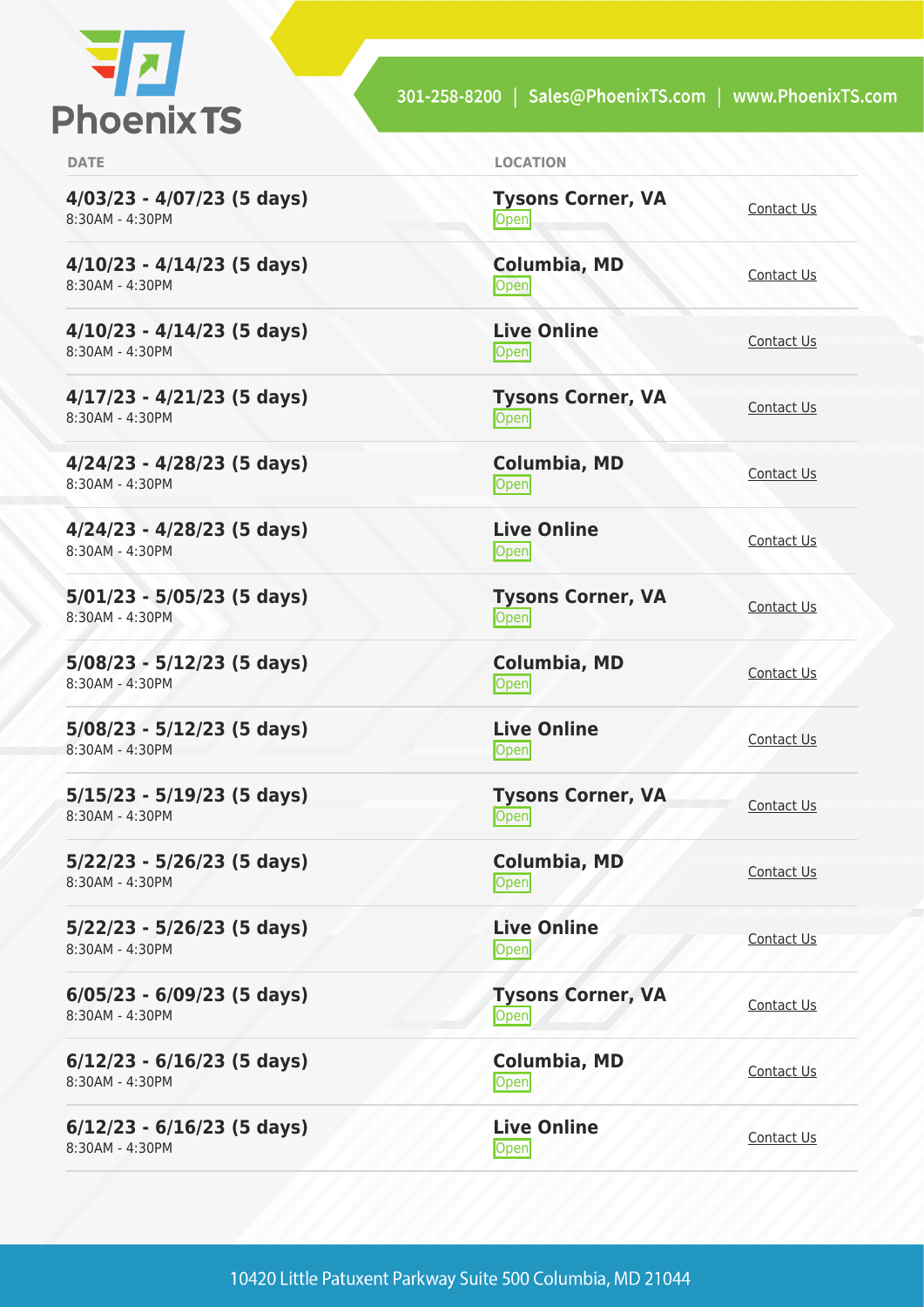| DATE | LOCATION | |
|---|---|---|
| **4/03/23 - 4/07/23 (5 days)**<br>8:30AM - 4:30PM | **Tysons Corner, VA**<br>Open | Contact Us |
| **4/10/23 - 4/14/23 (5 days)**<br>8:30AM - 4:30PM | **Columbia, MD**<br>Open | Contact Us |
| **4/10/23 - 4/14/23 (5 days)**<br>8:30AM - 4:30PM | **Live Online**<br>Open | Contact Us |
| **4/17/23 - 4/21/23 (5 days)**<br>8:30AM - 4:30PM | **Tysons Corner, VA**<br>Open | Contact Us |
| **4/24/23 - 4/28/23 (5 days)**<br>8:30AM - 4:30PM | **Columbia, MD**<br>Open | Contact Us |
| **4/24/23 - 4/28/23 (5 days)**<br>8:30AM - 4:30PM | **Live Online**<br>Open | Contact Us |
| **5/01/23 - 5/05/23 (5 days)**<br>8:30AM - 4:30PM | **Tysons Corner, VA**<br>Open | Contact Us |
| **5/08/23 - 5/12/23 (5 days)**<br>8:30AM - 4:30PM | **Columbia, MD**<br>Open | Contact Us |
| **5/08/23 - 5/12/23 (5 days)**<br>8:30AM - 4:30PM | **Live Online**<br>Open | Contact Us |
| **5/15/23 - 5/19/23 (5 days)**<br>8:30AM - 4:30PM | **Tysons Corner, VA**<br>Open | Contact Us |
| **5/22/23 - 5/26/23 (5 days)**<br>8:30AM - 4:30PM | **Columbia, MD**<br>Open | Contact Us |
| **5/22/23 - 5/26/23 (5 days)**<br>8:30AM - 4:30PM | **Live Online**<br>Open | Contact Us |
| **6/05/23 - 6/09/23 (5 days)**<br>8:30AM - 4:30PM | **Tysons Corner, VA**<br>Open | Contact Us |
| **6/12/23 - 6/16/23 (5 days)**<br>8:30AM - 4:30PM | **Columbia, MD**<br>Open | Contact Us |
| **6/12/23 - 6/16/23 (5 days)**<br>8:30AM - 4:30PM | **Live Online**<br>Open | Contact Us |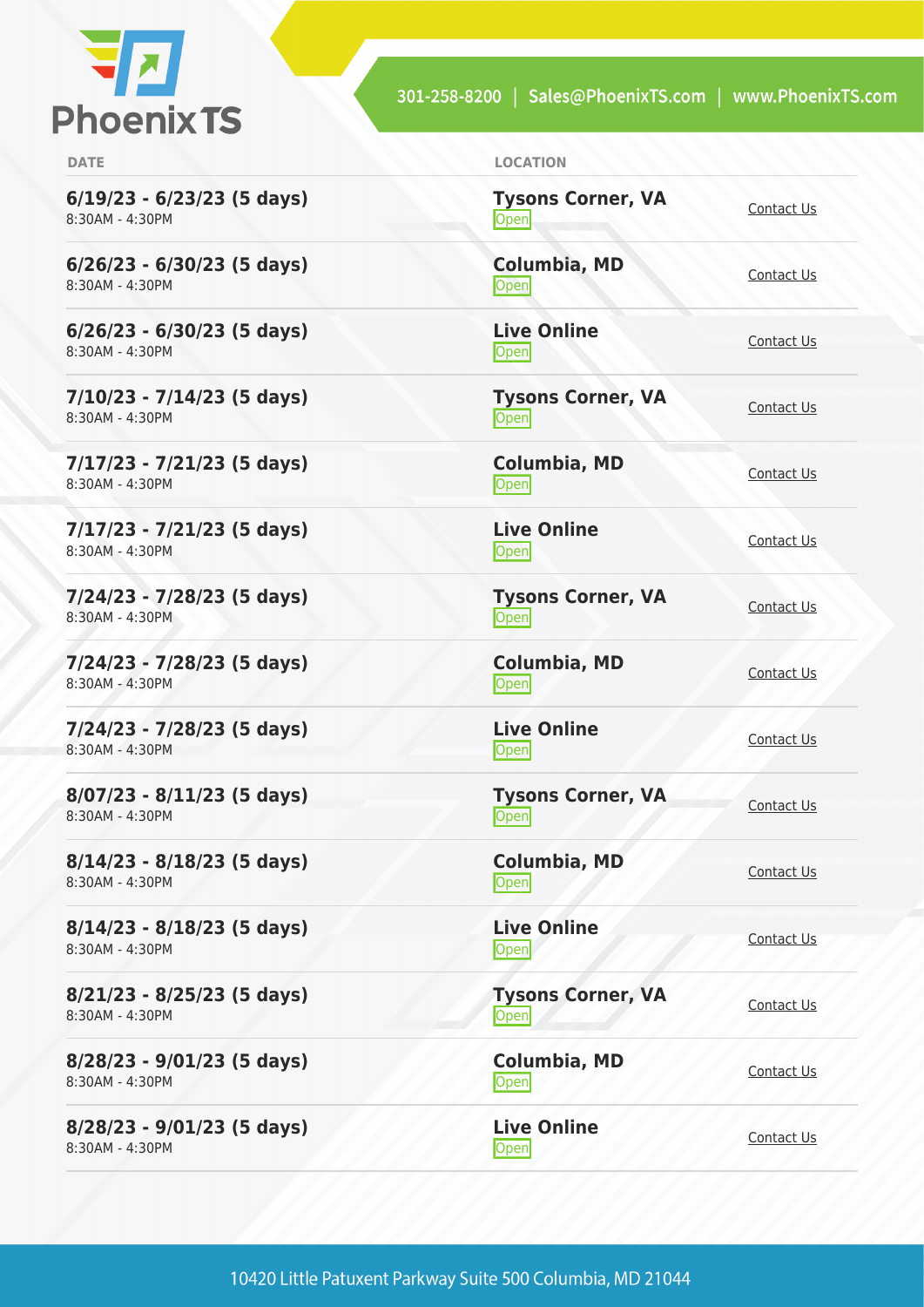| DATE | LOCATION | |
|---|---|---|
| **6/19/23 - 6/23/23 (5 days)**<br>8:30AM - 4:30PM | **Tysons Corner, VA**<br>Open | Contact Us |
| **6/26/23 - 6/30/23 (5 days)**<br>8:30AM - 4:30PM | **Columbia, MD**<br>Open | Contact Us |
| **6/26/23 - 6/30/23 (5 days)**<br>8:30AM - 4:30PM | **Live Online**<br>Open | Contact Us |
| **7/10/23 - 7/14/23 (5 days)**<br>8:30AM - 4:30PM | **Tysons Corner, VA**<br>Open | Contact Us |
| **7/17/23 - 7/21/23 (5 days)**<br>8:30AM - 4:30PM | **Columbia, MD**<br>Open | Contact Us |
| **7/17/23 - 7/21/23 (5 days)**<br>8:30AM - 4:30PM | **Live Online**<br>Open | Contact Us |
| **7/24/23 - 7/28/23 (5 days)**<br>8:30AM - 4:30PM | **Tysons Corner, VA**<br>Open | Contact Us |
| **7/24/23 - 7/28/23 (5 days)**<br>8:30AM - 4:30PM | **Columbia, MD**<br>Open | Contact Us |
| **7/24/23 - 7/28/23 (5 days)**<br>8:30AM - 4:30PM | **Live Online**<br>Open | Contact Us |
| **8/07/23 - 8/11/23 (5 days)**<br>8:30AM - 4:30PM | **Tysons Corner, VA**<br>Open | Contact Us |
| **8/14/23 - 8/18/23 (5 days)**<br>8:30AM - 4:30PM | **Columbia, MD**<br>Open | Contact Us |
| **8/14/23 - 8/18/23 (5 days)**<br>8:30AM - 4:30PM | **Live Online**<br>Open | Contact Us |
| **8/21/23 - 8/25/23 (5 days)**<br>8:30AM - 4:30PM | **Tysons Corner, VA**<br>Open | Contact Us |
| **8/28/23 - 9/01/23 (5 days)**<br>8:30AM - 4:30PM | **Columbia, MD**<br>Open | Contact Us |
| **8/28/23 - 9/01/23 (5 days)**<br>8:30AM - 4:30PM | **Live Online**<br>Open | Contact Us |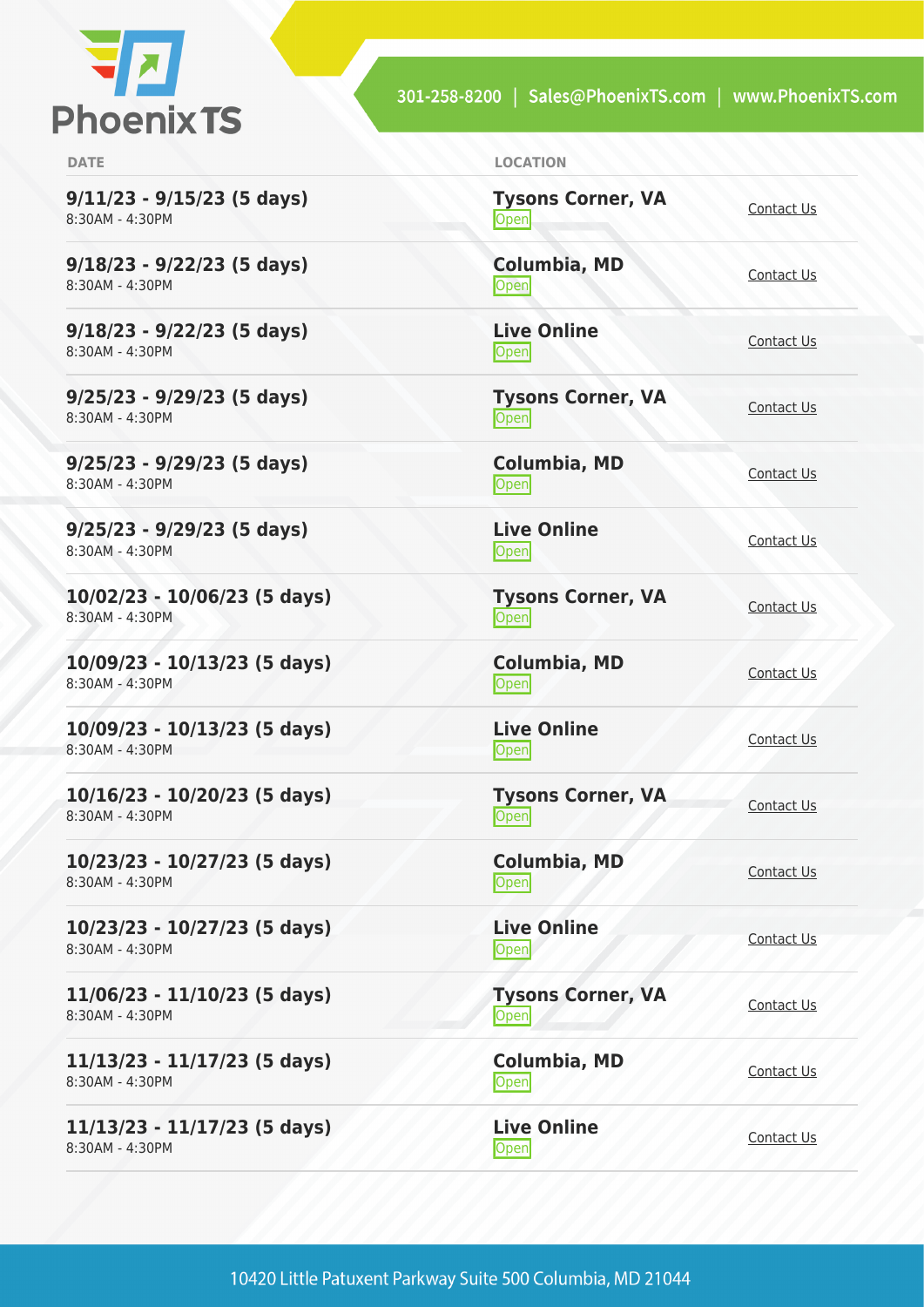| DATE | LOCATION | |
|---|---|---|
| **9/11/23 - 9/15/23 (5 days)**<br>8:30AM - 4:30PM | **Tysons Corner, VA**<br>Open | Contact Us |
| **9/18/23 - 9/22/23 (5 days)**<br>8:30AM - 4:30PM | **Columbia, MD**<br>Open | Contact Us |
| **9/18/23 - 9/22/23 (5 days)**<br>8:30AM - 4:30PM | **Live Online**<br>Open | Contact Us |
| **9/25/23 - 9/29/23 (5 days)**<br>8:30AM - 4:30PM | **Tysons Corner, VA**<br>Open | Contact Us |
| **9/25/23 - 9/29/23 (5 days)**<br>8:30AM - 4:30PM | **Columbia, MD**<br>Open | Contact Us |
| **9/25/23 - 9/29/23 (5 days)**<br>8:30AM - 4:30PM | **Live Online**<br>Open | Contact Us |
| **10/02/23 - 10/06/23 (5 days)**<br>8:30AM - 4:30PM | **Tysons Corner, VA**<br>Open | Contact Us |
| **10/09/23 - 10/13/23 (5 days)**<br>8:30AM - 4:30PM | **Columbia, MD**<br>Open | Contact Us |
| **10/09/23 - 10/13/23 (5 days)**<br>8:30AM - 4:30PM | **Live Online**<br>Open | Contact Us |
| **10/16/23 - 10/20/23 (5 days)**<br>8:30AM - 4:30PM | **Tysons Corner, VA**<br>Open | Contact Us |
| **10/23/23 - 10/27/23 (5 days)**<br>8:30AM - 4:30PM | **Columbia, MD**<br>Open | Contact Us |
| **10/23/23 - 10/27/23 (5 days)**<br>8:30AM - 4:30PM | **Live Online**<br>Open | Contact Us |
| **11/06/23 - 11/10/23 (5 days)**<br>8:30AM - 4:30PM | **Tysons Corner, VA**<br>Open | Contact Us |
| **11/13/23 - 11/17/23 (5 days)**<br>8:30AM - 4:30PM | **Columbia, MD**<br>Open | Contact Us |
| **11/13/23 - 11/17/23 (5 days)**<br>8:30AM - 4:30PM | **Live Online**<br>Open | Contact Us |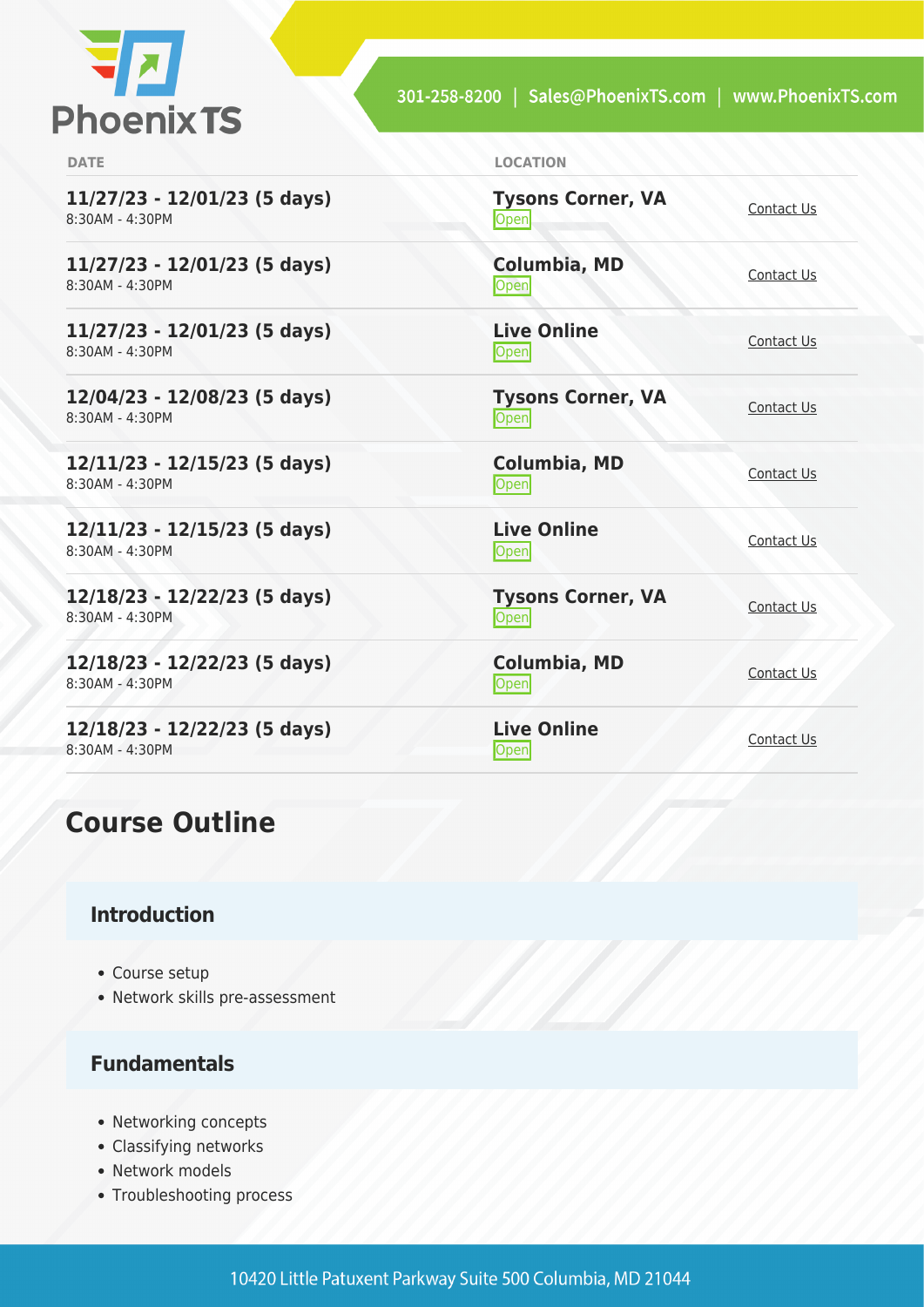| DATE | LOCATION | |
|---|---|---|
| **11/27/23 - 12/01/23 (5 days)**<br>8:30AM - 4:30PM | **Tysons Corner, VA**<br>Open | Contact Us |
| **11/27/23 - 12/01/23 (5 days)**<br>8:30AM - 4:30PM | **Columbia, MD**<br>Open | Contact Us |
| **11/27/23 - 12/01/23 (5 days)**<br>8:30AM - 4:30PM | **Live Online**<br>Open | Contact Us |
| **12/04/23 - 12/08/23 (5 days)**<br>8:30AM - 4:30PM | **Tysons Corner, VA**<br>Open | Contact Us |
| **12/11/23 - 12/15/23 (5 days)**<br>8:30AM - 4:30PM | **Columbia, MD**<br>Open | Contact Us |
| **12/11/23 - 12/15/23 (5 days)**<br>8:30AM - 4:30PM | **Live Online**<br>Open | Contact Us |
| **12/18/23 - 12/22/23 (5 days)**<br>8:30AM - 4:30PM | **Tysons Corner, VA**<br>Open | Contact Us |
| **12/18/23 - 12/22/23 (5 days)**<br>8:30AM - 4:30PM | **Columbia, MD**<br>Open | Contact Us |
| **12/18/23 - 12/22/23 (5 days)**<br>8:30AM - 4:30PM | **Live Online**<br>Open | Contact Us |

## Course Outline

### Introduction

- Course setup
- Network skills pre-assessment

### Fundamentals

- Networking concepts
- Classifying networks
- Network models
- Troubleshooting process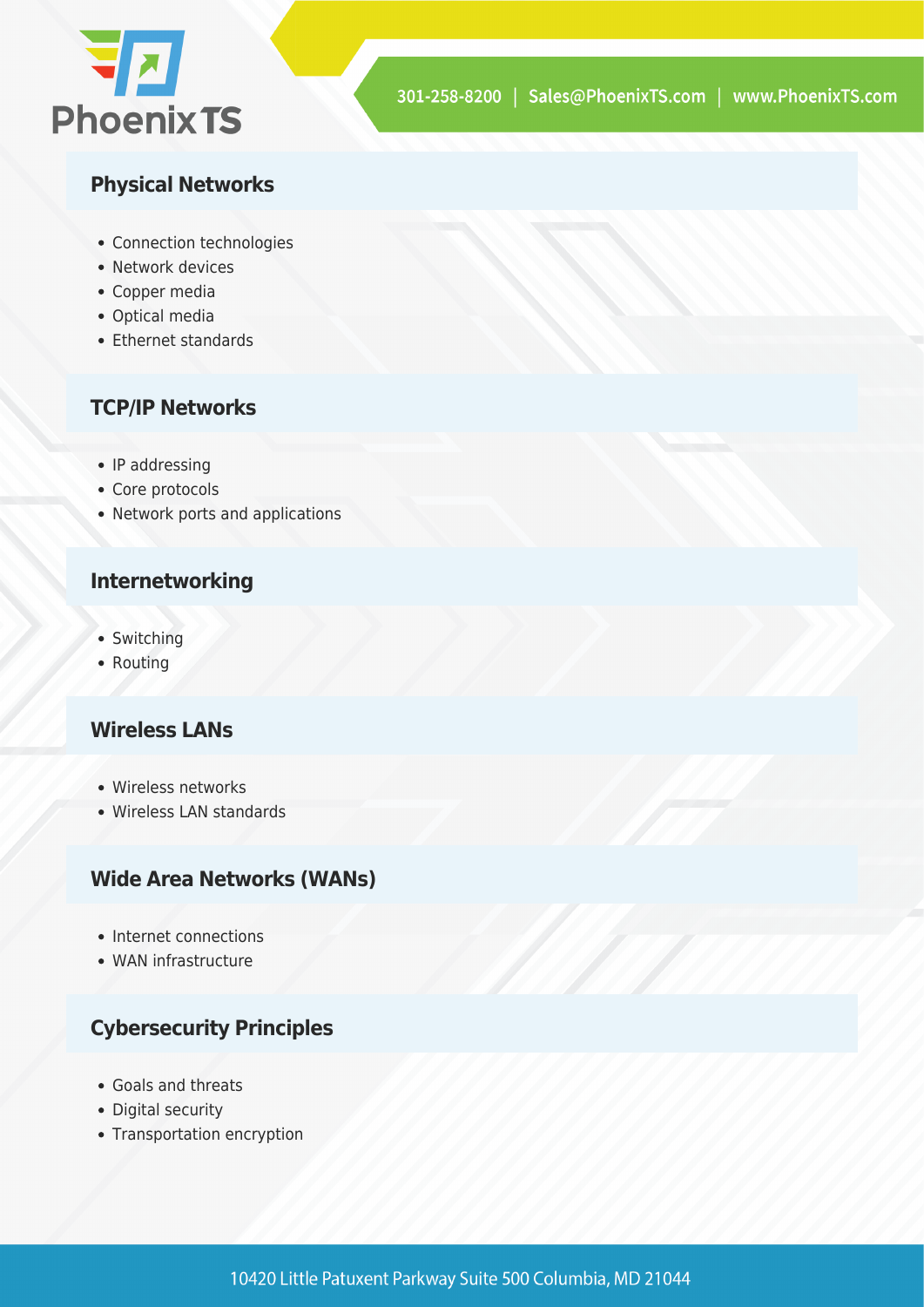## Physical Networks

- Connection technologies
- Network devices
- Copper media
- Optical media
- Ethernet standards

## TCP/IP Networks

- IP addressing
- Core protocols
- Network ports and applications

## Internetworking

- Switching
- Routing

## Wireless LANs

- Wireless networks
- Wireless LAN standards

## Wide Area Networks (WANs)

- Internet connections
- WAN infrastructure

## Cybersecurity Principles

- Goals and threats
- Digital security
- Transportation encryption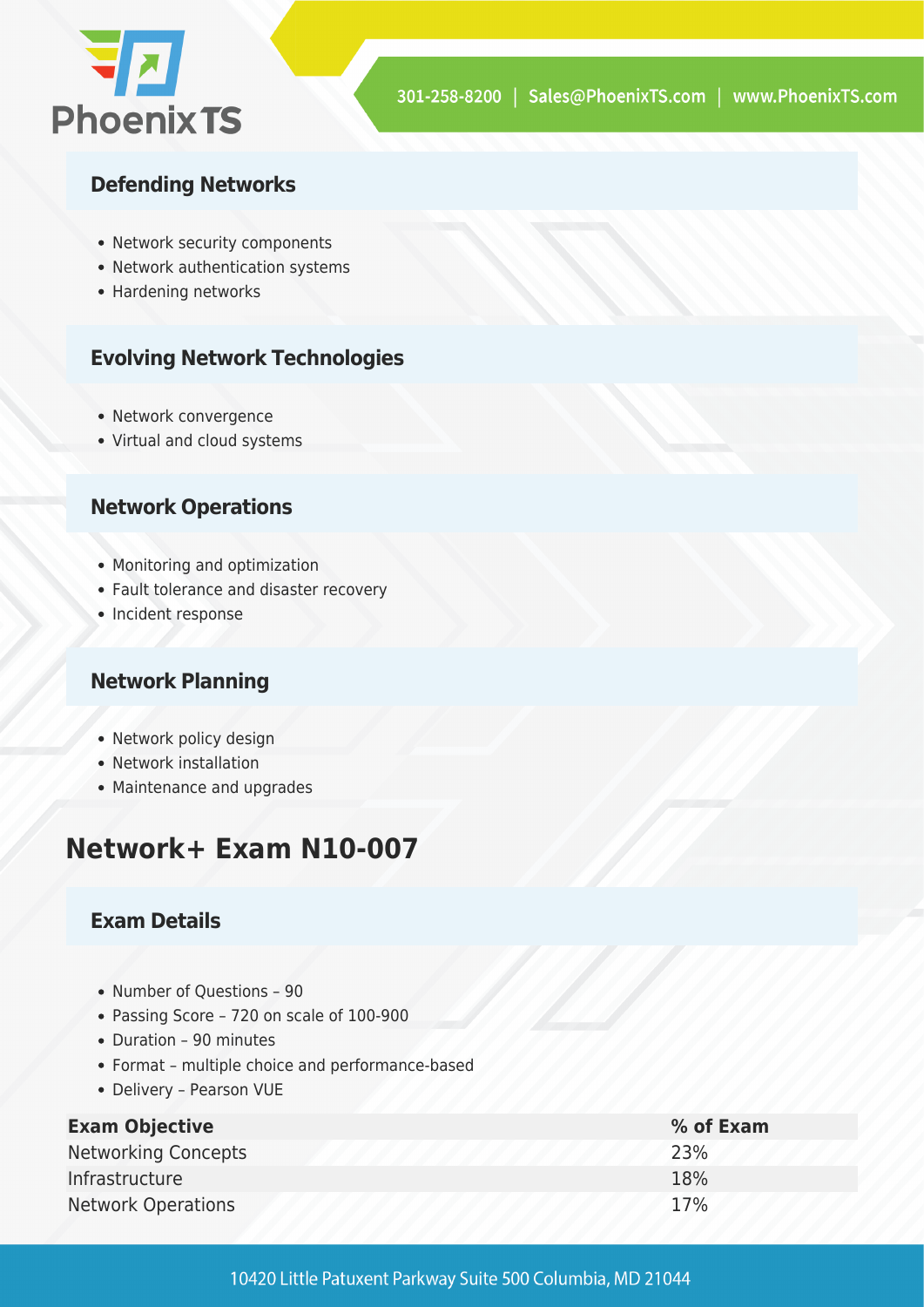### Defending Networks

- Network security components
- Network authentication systems
- Hardening networks

### Evolving Network Technologies

- Network convergence
- Virtual and cloud systems

### Network Operations

- Monitoring and optimization
- Fault tolerance and disaster recovery
- Incident response

### Network Planning

- Network policy design
- Network installation
- Maintenance and upgrades

## Network+ Exam N10-007

### Exam Details

- Number of Questions – 90
- Passing Score – 720 on scale of 100-900
- Duration – 90 minutes
- Format – multiple choice and performance-based
- Delivery – Pearson VUE

| Exam Objective | % of Exam |
| --- | --- |
| Networking Concepts | 23% |
| Infrastructure | 18% |
| Network Operations | 17% |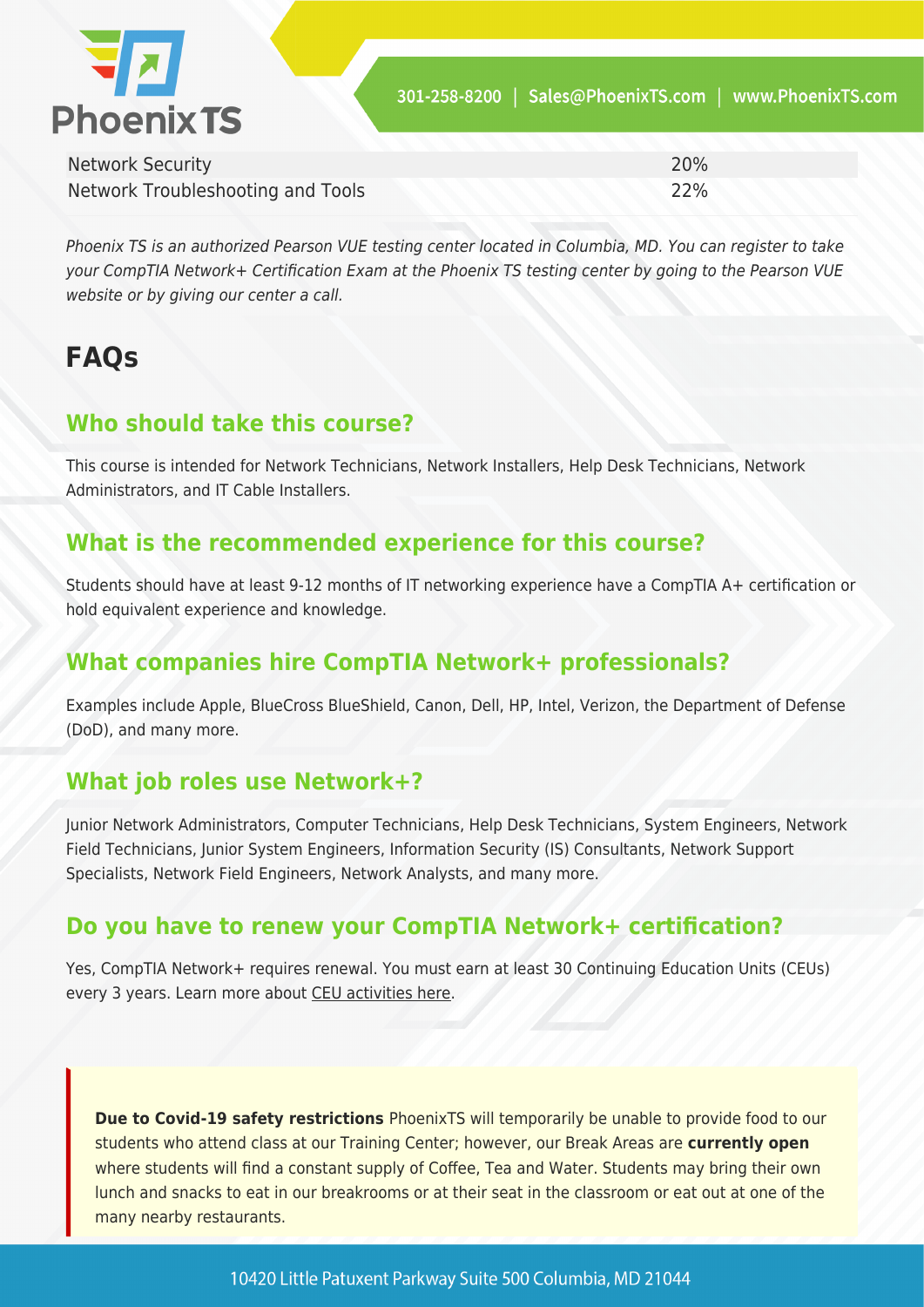| | |
|---|---|
| Network Security | 20% |
| Network Troubleshooting and Tools | 22% |

*Phoenix TS is an authorized Pearson VUE testing center located in Columbia, MD. You can register to take your CompTIA Network+ Certification Exam at the Phoenix TS testing center by going to the Pearson VUE website or by giving our center a call.*

# FAQs

## Who should take this course?

This course is intended for Network Technicians, Network Installers, Help Desk Technicians, Network Administrators, and IT Cable Installers.

## What is the recommended experience for this course?

Students should have at least 9-12 months of IT networking experience have a CompTIA A+ certification or hold equivalent experience and knowledge.

## What companies hire CompTIA Network+ professionals?

Examples include Apple, BlueCross BlueShield, Canon, Dell, HP, Intel, Verizon, the Department of Defense (DoD), and many more.

## What job roles use Network+?

Junior Network Administrators, Computer Technicians, Help Desk Technicians, System Engineers, Network Field Technicians, Junior System Engineers, Information Security (IS) Consultants, Network Support Specialists, Network Field Engineers, Network Analysts, and many more.

## Do you have to renew your CompTIA Network+ certification?

Yes, CompTIA Network+ requires renewal. You must earn at least 30 Continuing Education Units (CEUs) every 3 years. Learn more about CEU activities here.

**Due to Covid-19 safety restrictions** PhoenixTS will temporarily be unable to provide food to our students who attend class at our Training Center; however, our Break Areas are **currently open** where students will find a constant supply of Coffee, Tea and Water. Students may bring their own lunch and snacks to eat in our breakrooms or at their seat in the classroom or eat out at one of the many nearby restaurants.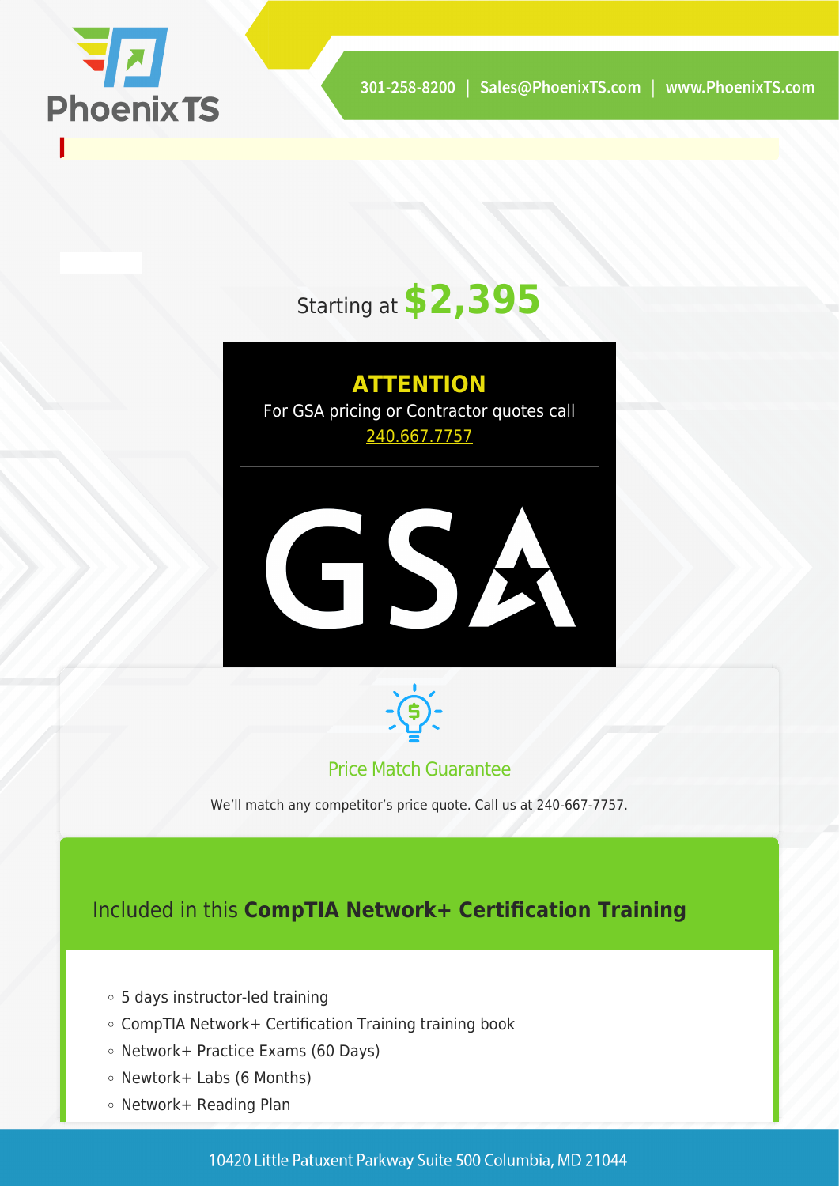Starting at **$2,395**

**ATTENTION**

For GSA pricing or Contractor quotes call 240.667.7757

GSA

Price Match Guarantee

We'll match any competitor's price quote. Call us at 240-667-7757.

## Included in this **CompTIA Network+ Certification Training**

- 5 days instructor-led training
- CompTIA Network+ Certification Training training book
- Network+ Practice Exams (60 Days)
- Newtork+ Labs (6 Months)
- Network+ Reading Plan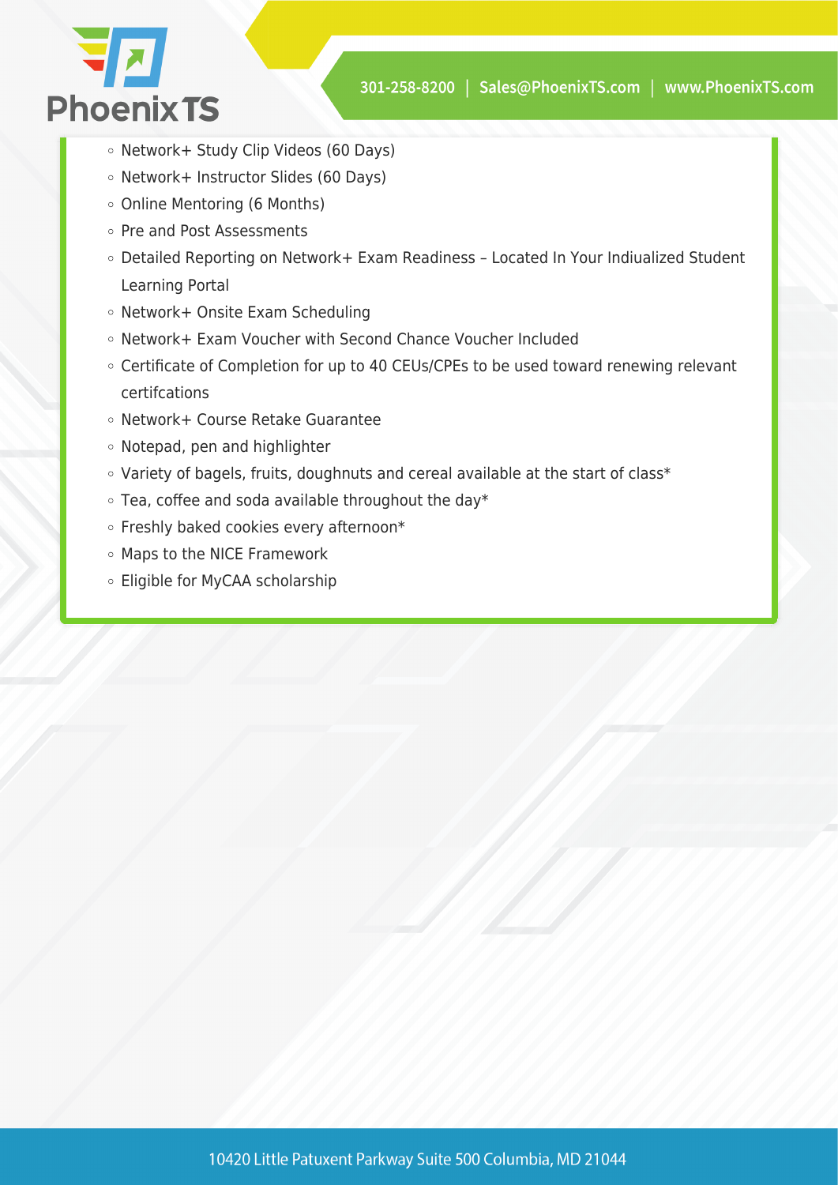- Network+ Study Clip Videos (60 Days)
- Network+ Instructor Slides (60 Days)
- Online Mentoring (6 Months)
- Pre and Post Assessments
- Detailed Reporting on Network+ Exam Readiness – Located In Your Indiualized Student Learning Portal
- Network+ Onsite Exam Scheduling
- Network+ Exam Voucher with Second Chance Voucher Included
- Certificate of Completion for up to 40 CEUs/CPEs to be used toward renewing relevant certifcations
- Network+ Course Retake Guarantee
- Notepad, pen and highlighter
- Variety of bagels, fruits, doughnuts and cereal available at the start of class*
- Tea, coffee and soda available throughout the day*
- Freshly baked cookies every afternoon*
- Maps to the NICE Framework
- Eligible for MyCAA scholarship